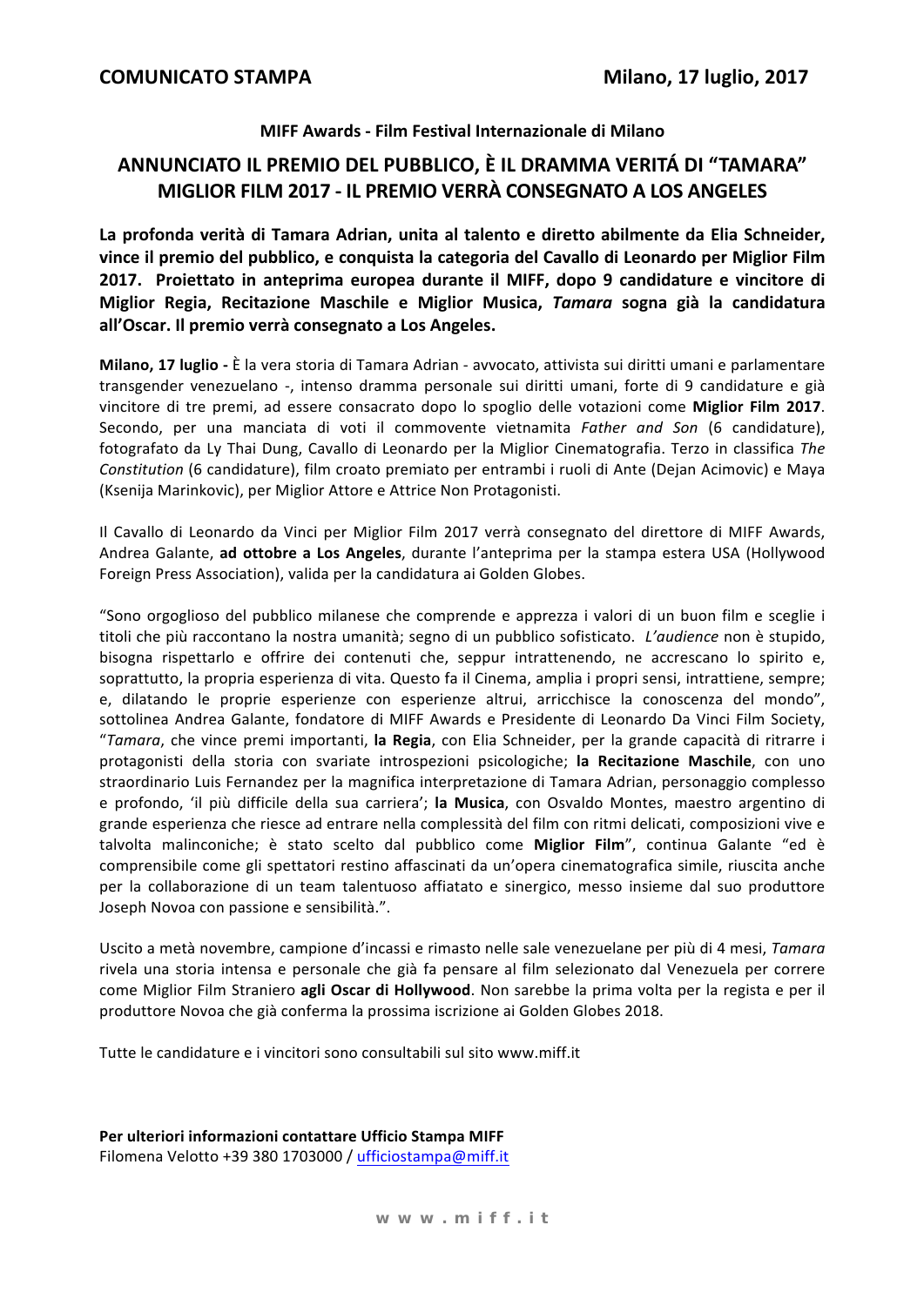**COMUNICATO STAMPA** **Milano, 17 luglio, 2017**

**MIFF Awards - Film Festival Internazionale di Milano**

## ANNUNCIATO IL PREMIO DEL PUBBLICO, È IL DRAMMA VERITÁ DI "TAMARA" MIGLIOR FILM 2017 - IL PREMIO VERRÀ CONSEGNATO A LOS ANGELES

**La profonda verità di Tamara Adrian, unita al talento e diretto abilmente da Elia Schneider, vince il premio del pubblico, e conquista la categoria del Cavallo di Leonardo per Miglior Film 2017. Proiettato in anteprima europea durante il MIFF, dopo 9 candidature e vincitore di Miglior Regia, Recitazione Maschile e Miglior Musica, *Tamara* sogna già la candidatura all'Oscar. Il premio verrà consegnato a Los Angeles.**

**Milano, 17 luglio -** È la vera storia di Tamara Adrian - avvocato, attivista sui diritti umani e parlamentare transgender venezuelano -, intenso dramma personale sui diritti umani, forte di 9 candidature e già vincitore di tre premi, ad essere consacrato dopo lo spoglio delle votazioni come **Miglior Film 2017**. Secondo, per una manciata di voti il commovente vietnamita *Father and Son* (6 candidature), fotografato da Ly Thai Dung, Cavallo di Leonardo per la Miglior Cinematografia. Terzo in classifica *The Constitution* (6 candidature), film croato premiato per entrambi i ruoli di Ante (Dejan Acimovic) e Maya (Ksenija Marinkovic), per Miglior Attore e Attrice Non Protagonisti.

Il Cavallo di Leonardo da Vinci per Miglior Film 2017 verrà consegnato del direttore di MIFF Awards, Andrea Galante, **ad ottobre a Los Angeles**, durante l'anteprima per la stampa estera USA (Hollywood Foreign Press Association), valida per la candidatura ai Golden Globes.

"Sono orgoglioso del pubblico milanese che comprende e apprezza i valori di un buon film e sceglie i titoli che più raccontano la nostra umanità; segno di un pubblico sofisticato. *L'audience* non è stupido, bisogna rispettarlo e offrire dei contenuti che, seppur intrattenendo, ne accrescano lo spirito e, soprattutto, la propria esperienza di vita. Questo fa il Cinema, amplia i propri sensi, intrattiene, sempre; e, dilatando le proprie esperienze con esperienze altrui, arricchisce la conoscenza del mondo", sottolinea Andrea Galante, fondatore di MIFF Awards e Presidente di Leonardo Da Vinci Film Society, "*Tamara*, che vince premi importanti, **la Regia**, con Elia Schneider, per la grande capacità di ritrarre i protagonisti della storia con svariate introspezioni psicologiche; **la Recitazione Maschile**, con uno straordinario Luis Fernandez per la magnifica interpretazione di Tamara Adrian, personaggio complesso e profondo, 'il più difficile della sua carriera'; **la Musica**, con Osvaldo Montes, maestro argentino di grande esperienza che riesce ad entrare nella complessità del film con ritmi delicati, composizioni vive e talvolta malinconiche; è stato scelto dal pubblico come **Miglior Film**", continua Galante "ed è comprensibile come gli spettatori restino affascinati da un'opera cinematografica simile, riuscita anche per la collaborazione di un team talentuoso affiatato e sinergico, messo insieme dal suo produttore Joseph Novoa con passione e sensibilità.".

Uscito a metà novembre, campione d'incassi e rimasto nelle sale venezuelane per più di 4 mesi, *Tamara* rivela una storia intensa e personale che già fa pensare al film selezionato dal Venezuela per correre come Miglior Film Straniero **agli Oscar di Hollywood**. Non sarebbe la prima volta per la regista e per il produttore Novoa che già conferma la prossima iscrizione ai Golden Globes 2018.

Tutte le candidature e i vincitori sono consultabili sul sito www.miff.it

**Per ulteriori informazioni contattare Ufficio Stampa MIFF**
Filomena Velotto +39 380 1703000 / ufficiostampa@miff.it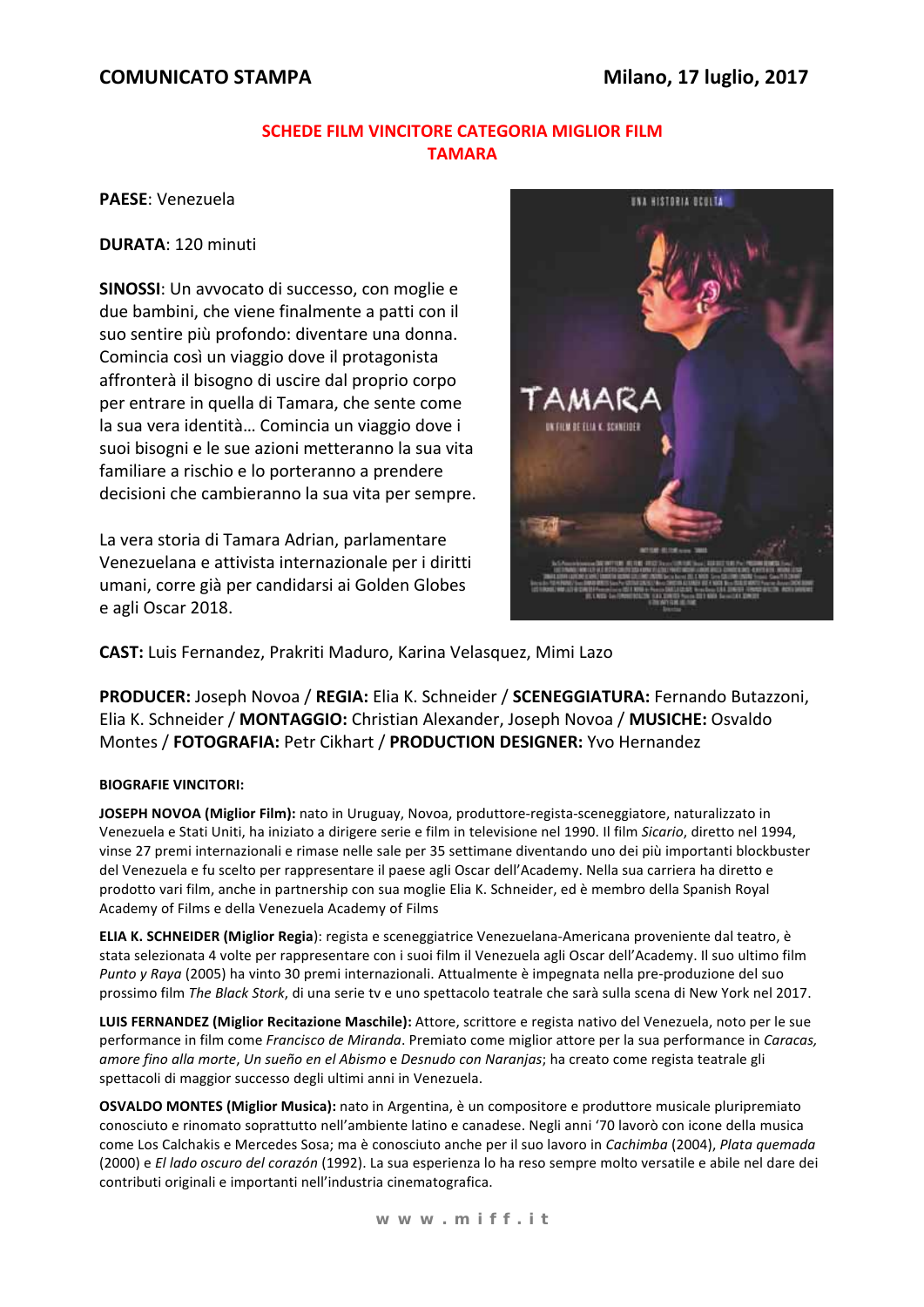**COMUNICATO STAMPA** **Milano, 17 luglio, 2017**

## SCHEDE FILM VINCITORE CATEGORIA MIGLIOR FILM
## TAMARA

**PAESE**: Venezuela

**DURATA**: 120 minuti

**SINOSSI**: Un avvocato di successo, con moglie e due bambini, che viene finalmente a patti con il suo sentire più profondo: diventare una donna. Comincia così un viaggio dove il protagonista affronterà il bisogno di uscire dal proprio corpo per entrare in quella di Tamara, che sente come la sua vera identità… Comincia un viaggio dove i suoi bisogni e le sue azioni metteranno la sua vita familiare a rischio e lo porteranno a prendere decisioni che cambieranno la sua vita per sempre.

La vera storia di Tamara Adrian, parlamentare Venezuelana e attivista internazionale per i diritti umani, corre già per candidarsi ai Golden Globes e agli Oscar 2018.

**CAST:** Luis Fernandez, Prakriti Maduro, Karina Velasquez, Mimi Lazo

**PRODUCER:** Joseph Novoa / **REGIA:** Elia K. Schneider / **SCENEGGIATURA:** Fernando Butazzoni, Elia K. Schneider / **MONTAGGIO:** Christian Alexander, Joseph Novoa / **MUSICHE:** Osvaldo Montes / **FOTOGRAFIA:** Petr Cikhart / **PRODUCTION DESIGNER:** Yvo Hernandez

**BIOGRAFIE VINCITORI:**

**JOSEPH NOVOA (Miglior Film):** nato in Uruguay, Novoa, produttore-regista-sceneggiatore, naturalizzato in Venezuela e Stati Uniti, ha iniziato a dirigere serie e film in televisione nel 1990. Il film *Sicario*, diretto nel 1994, vinse 27 premi internazionali e rimase nelle sale per 35 settimane diventando uno dei più importanti blockbuster del Venezuela e fu scelto per rappresentare il paese agli Oscar dell'Academy. Nella sua carriera ha diretto e prodotto vari film, anche in partnership con sua moglie Elia K. Schneider, ed è membro della Spanish Royal Academy of Films e della Venezuela Academy of Films

**ELIA K. SCHNEIDER (Miglior Regia)**: regista e sceneggiatrice Venezuelana-Americana proveniente dal teatro, è stata selezionata 4 volte per rappresentare con i suoi film il Venezuela agli Oscar dell'Academy. Il suo ultimo film *Punto y Raya* (2005) ha vinto 30 premi internazionali. Attualmente è impegnata nella pre-produzione del suo prossimo film *The Black Stork*, di una serie tv e uno spettacolo teatrale che sarà sulla scena di New York nel 2017.

**LUIS FERNANDEZ (Miglior Recitazione Maschile):** Attore, scrittore e regista nativo del Venezuela, noto per le sue performance in film come *Francisco de Miranda*. Premiato come miglior attore per la sua performance in *Caracas, amore fino alla morte*, *Un sueño en el Abismo* e *Desnudo con Naranjas*; ha creato come regista teatrale gli spettacoli di maggior successo degli ultimi anni in Venezuela.

**OSVALDO MONTES (Miglior Musica):** nato in Argentina, è un compositore e produttore musicale pluripremiato conosciuto e rinomato soprattutto nell'ambiente latino e canadese. Negli anni '70 lavorò con icone della musica come Los Calchakis e Mercedes Sosa; ma è conosciuto anche per il suo lavoro in *Cachimba* (2004), *Plata quemada* (2000) e *El lado oscuro del corazón* (1992). La sua esperienza lo ha reso sempre molto versatile e abile nel dare dei contributi originali e importanti nell'industria cinematografica.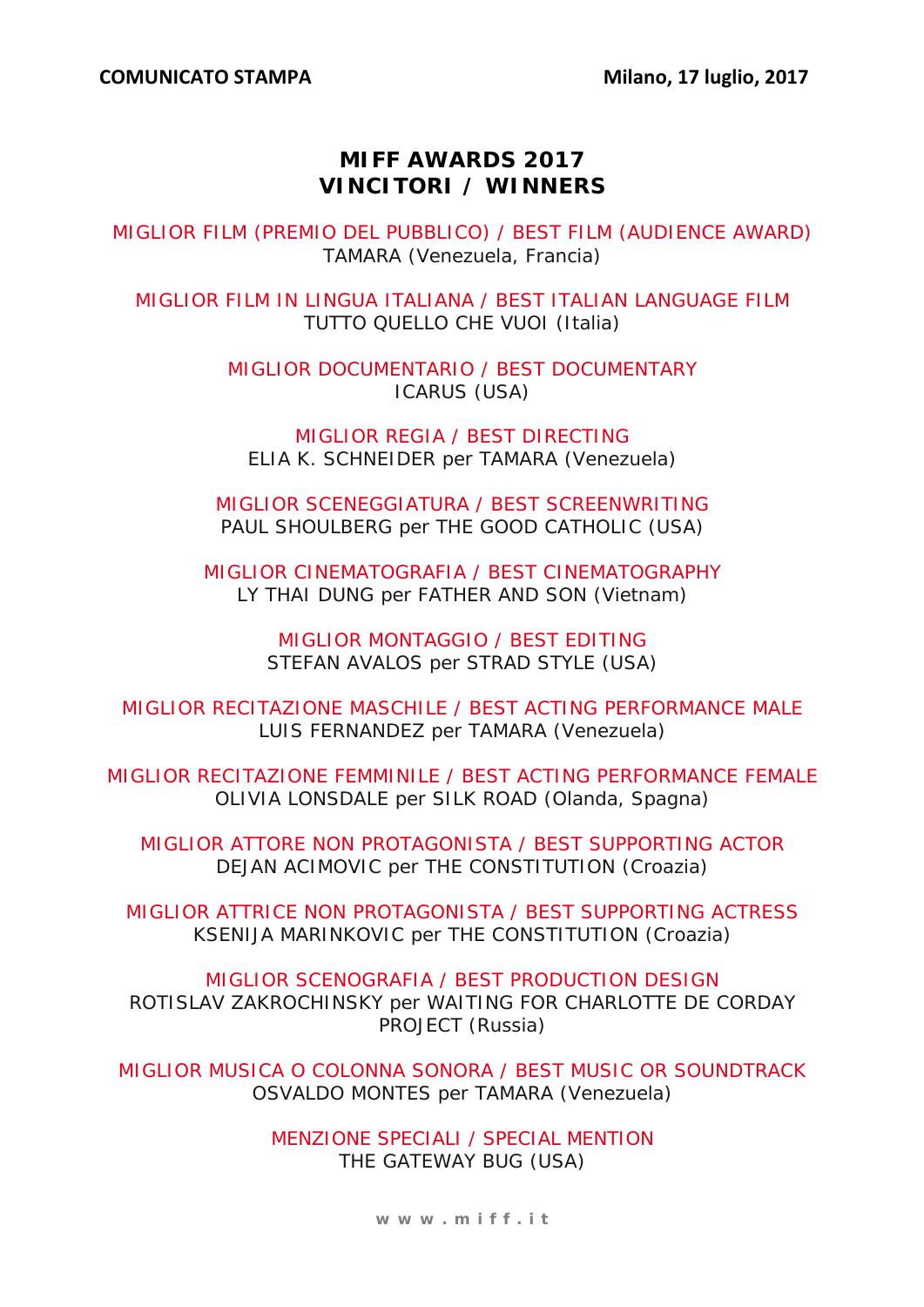**COMUNICATO STAMPA** **Milano, 17 luglio, 2017**

# MIFF AWARDS 2017
# VINCITORI / WINNERS

MIGLIOR FILM (PREMIO DEL PUBBLICO) / BEST FILM (AUDIENCE AWARD)
TAMARA (Venezuela, Francia)

MIGLIOR FILM IN LINGUA ITALIANA / BEST ITALIAN LANGUAGE FILM
TUTTO QUELLO CHE VUOI (Italia)

MIGLIOR DOCUMENTARIO / BEST DOCUMENTARY
ICARUS (USA)

MIGLIOR REGIA / BEST DIRECTING
ELIA K. SCHNEIDER per TAMARA (Venezuela)

MIGLIOR SCENEGGIATURA / BEST SCREENWRITING
PAUL SHOULBERG per THE GOOD CATHOLIC (USA)

MIGLIOR CINEMATOGRAFIA / BEST CINEMATOGRAPHY
LY THAI DUNG per FATHER AND SON (Vietnam)

MIGLIOR MONTAGGIO / BEST EDITING
STEFAN AVALOS per STRAD STYLE (USA)

MIGLIOR RECITAZIONE MASCHILE / BEST ACTING PERFORMANCE MALE
LUIS FERNANDEZ per TAMARA (Venezuela)

MIGLIOR RECITAZIONE FEMMINILE / BEST ACTING PERFORMANCE FEMALE
OLIVIA LONSDALE per SILK ROAD (Olanda, Spagna)

MIGLIOR ATTORE NON PROTAGONISTA / BEST SUPPORTING ACTOR
DEJAN ACIMOVIC per THE CONSTITUTION (Croazia)

MIGLIOR ATTRICE NON PROTAGONISTA / BEST SUPPORTING ACTRESS
KSENIJA MARINKOVIC per THE CONSTITUTION (Croazia)

MIGLIOR SCENOGRAFIA / BEST PRODUCTION DESIGN
ROTISLAV ZAKROCHINSKY per WAITING FOR CHARLOTTE DE CORDAY PROJECT (Russia)

MIGLIOR MUSICA O COLONNA SONORA / BEST MUSIC OR SOUNDTRACK
OSVALDO MONTES per TAMARA (Venezuela)

MENZIONE SPECIALI / SPECIAL MENTION
THE GATEWAY BUG (USA)

www.miff.it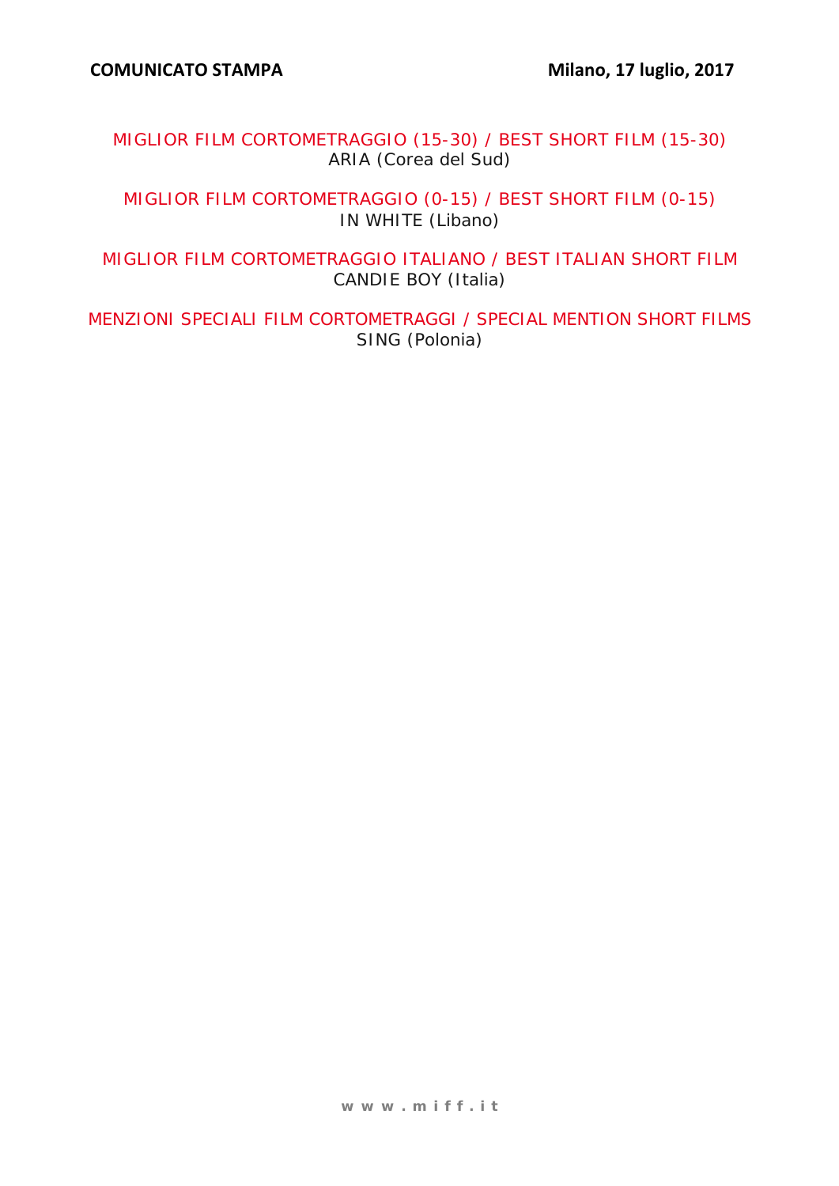**COMUNICATO STAMPA** **Milano, 17 luglio, 2017**

MIGLIOR FILM CORTOMETRAGGIO (15-30) / BEST SHORT FILM (15-30)
ARIA (Corea del Sud)

MIGLIOR FILM CORTOMETRAGGIO (0-15) / BEST SHORT FILM (0-15)
IN WHITE (Libano)

MIGLIOR FILM CORTOMETRAGGIO ITALIANO / BEST ITALIAN SHORT FILM
CANDIE BOY (Italia)

MENZIONI SPECIALI FILM CORTOMETRAGGI / SPECIAL MENTION SHORT FILMS
SING (Polonia)